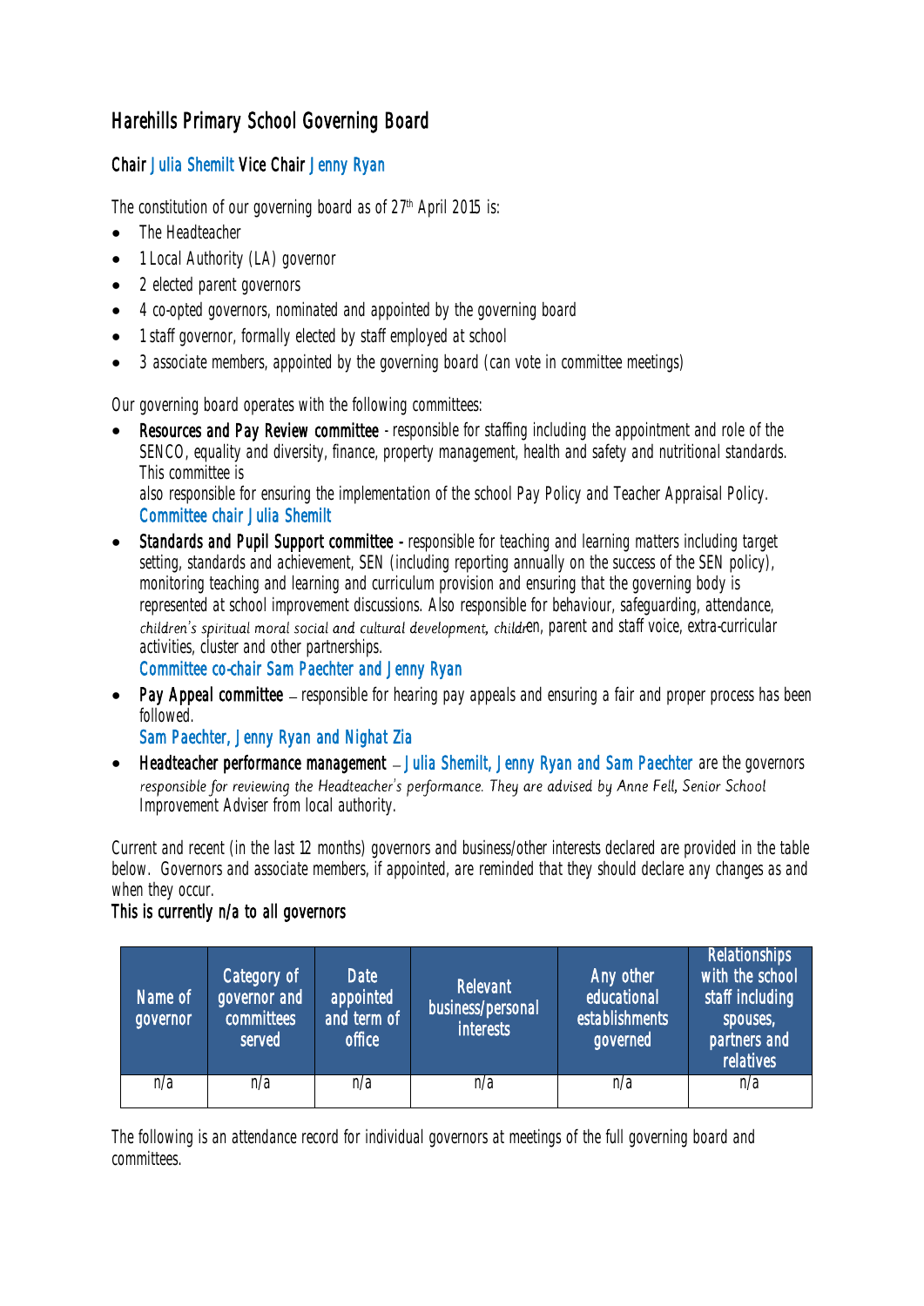# Harehills Primary School Governing Board

**Chair** Julia Shemilt **Vice Chair** Jenny Ryan

The constitution of our governing board as of 27th April 2015 is:

- The Headteacher
- 1 Local Authority (LA) governor
- 2 elected parent governors
- 4 co-opted governors, nominated and appointed by the governing board
- 1 staff governor, formally elected by staff employed at school
- 3 associate members, appointed by the governing board (can vote in committee meetings)

Our governing board operates with the following committees:

- **Resources and Pay Review committee** - responsible for staffing including the appointment and role of the SENCO, equality and diversity, finance, property management, health and safety and nutritional standards. This committee is
  also responsible for ensuring the implementation of the school Pay Policy and Teacher Appraisal Policy.
  Committee chair Julia Shemilt
- **Standards and Pupil Support committee** - responsible for teaching and learning matters including target setting, standards and achievement, SEN (including reporting annually on the success of the SEN policy), monitoring teaching and learning and curriculum provision and ensuring that the governing body is represented at school improvement discussions. Also responsible for behaviour, safeguarding, attendance, children's spiritual moral social and cultural development, children, parent and staff voice, extra-curricular activities, cluster and other partnerships.
  Committee co-chair Sam Paechter and Jenny Ryan
- **Pay Appeal committee** – responsible for hearing pay appeals and ensuring a fair and proper process has been followed.
  Sam Paechter, Jenny Ryan and Nighat Zia
- **Headteacher performance management** – Julia Shemilt, Jenny Ryan and Sam Paechter are the governors responsible for reviewing the Headteacher's performance. They are advised by Anne Fell, Senior School Improvement Adviser from local authority.

Current and recent (in the last 12 months) governors and business/other interests declared are provided in the table below. Governors and associate members, if appointed, are reminded that they should declare any changes as and when they occur.

**This is currently n/a to all governors**

| Name of governor | Category of governor and committees served | Date appointed and term of office | Relevant business/personal interests | Any other educational establishments governed | Relationships with the school staff including spouses, partners and relatives |
|---|---|---|---|---|---|
| n/a | n/a | n/a | n/a | n/a | n/a |

The following is an attendance record for individual governors at meetings of the full governing board and committees.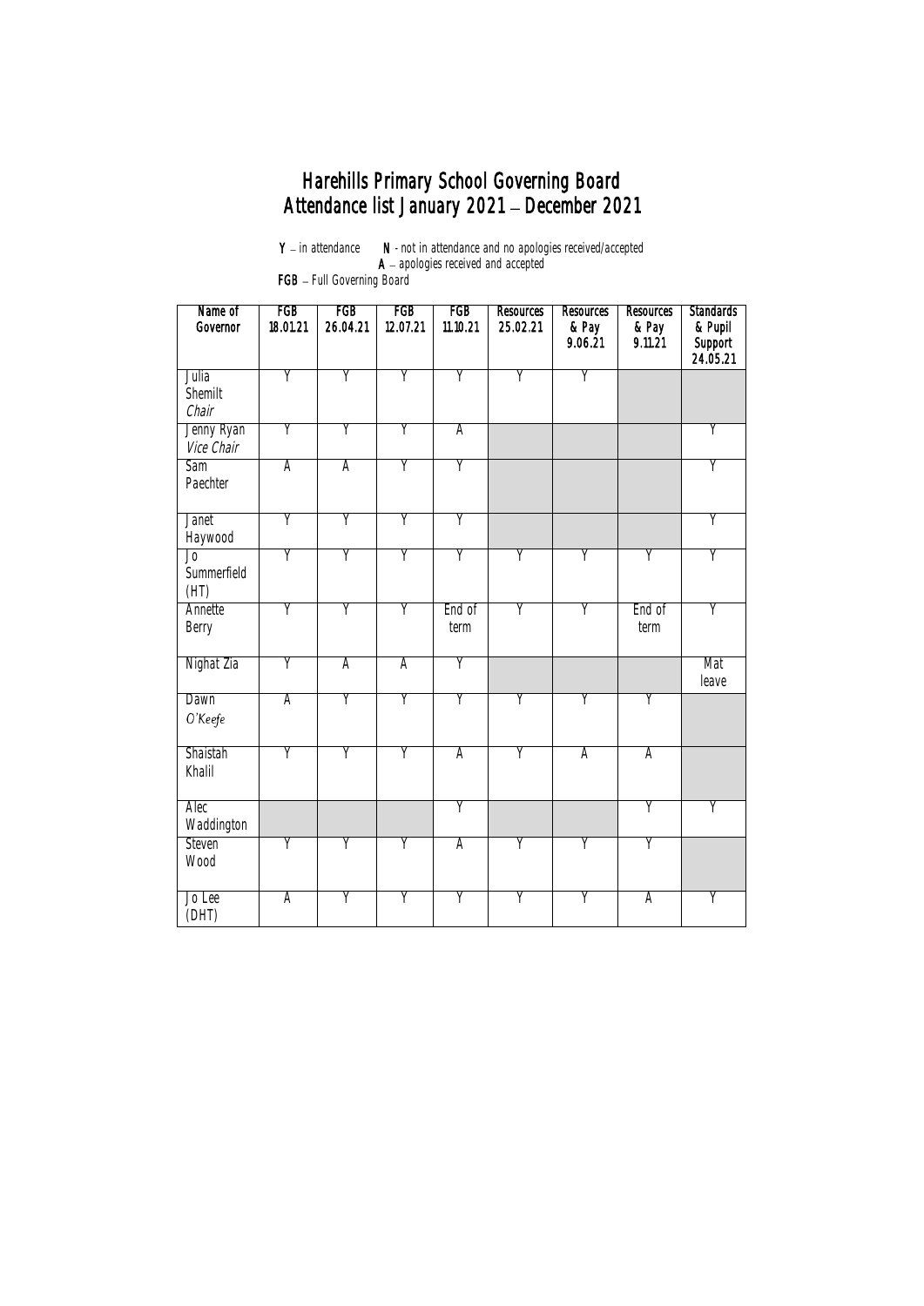# Harehills Primary School Governing Board
# Attendance list January 2021 – December 2021

**Y** – in attendance  **N** - not in attendance and no apologies received/accepted
**A** – apologies received and accepted
**FGB** – Full Governing Board

| Name of Governor | FGB 18.01.21 | FGB 26.04.21 | FGB 12.07.21 | FGB 11.10.21 | Resources 25.02.21 | Resources & Pay 9.06.21 | Resources & Pay 9.11.21 | Standards & Pupil Support 24.05.21 |
|---|---|---|---|---|---|---|---|---|
| Julia Shemilt *Chair* | Y | Y | Y | Y | Y | Y | | |
| Jenny Ryan *Vice Chair* | Y | Y | Y | A | | | | Y |
| Sam Paechter | A | A | Y | Y | | | | Y |
| Janet Haywood | Y | Y | Y | Y | | | | Y |
| Jo Summerfield (HT) | Y | Y | Y | Y | Y | Y | Y | Y |
| Annette Berry | Y | Y | Y | End of term | Y | Y | End of term | Y |
| Nighat Zia | Y | A | A | Y | | | | Mat leave |
| Dawn O'Keefe | A | Y | Y | Y | Y | Y | Y | |
| Shaistah Khalil | Y | Y | Y | A | Y | A | A | |
| Alec Waddington | | | | Y | | | Y | Y |
| Steven Wood | Y | Y | Y | A | Y | Y | Y | |
| Jo Lee (DHT) | A | Y | Y | Y | Y | Y | A | Y |